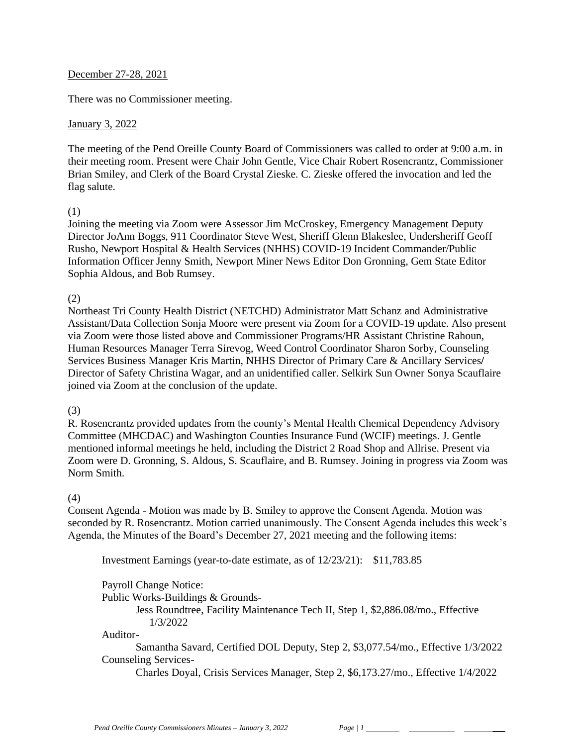December 27-28, 2021

There was no Commissioner meeting.

January 3, 2022

The meeting of the Pend Oreille County Board of Commissioners was called to order at 9:00 a.m. in their meeting room. Present were Chair John Gentle, Vice Chair Robert Rosencrantz, Commissioner Brian Smiley, and Clerk of the Board Crystal Zieske. C. Zieske offered the invocation and led the flag salute.

(1)
Joining the meeting via Zoom were Assessor Jim McCroskey, Emergency Management Deputy Director JoAnn Boggs, 911 Coordinator Steve West, Sheriff Glenn Blakeslee, Undersheriff Geoff Rusho, Newport Hospital & Health Services (NHHS) COVID-19 Incident Commander/Public Information Officer Jenny Smith, Newport Miner News Editor Don Gronning, Gem State Editor Sophia Aldous, and Bob Rumsey.

(2)
Northeast Tri County Health District (NETCHD) Administrator Matt Schanz and Administrative Assistant/Data Collection Sonja Moore were present via Zoom for a COVID-19 update. Also present via Zoom were those listed above and Commissioner Programs/HR Assistant Christine Rahoun, Human Resources Manager Terra Sirevog, Weed Control Coordinator Sharon Sorby, Counseling Services Business Manager Kris Martin, NHHS Director of Primary Care & Ancillary Services/ Director of Safety Christina Wagar, and an unidentified caller. Selkirk Sun Owner Sonya Scauflaire joined via Zoom at the conclusion of the update.

(3)
R. Rosencrantz provided updates from the county's Mental Health Chemical Dependency Advisory Committee (MHCDAC) and Washington Counties Insurance Fund (WCIF) meetings. J. Gentle mentioned informal meetings he held, including the District 2 Road Shop and Allrise. Present via Zoom were D. Gronning, S. Aldous, S. Scauflaire, and B. Rumsey. Joining in progress via Zoom was Norm Smith.

(4)
Consent Agenda - Motion was made by B. Smiley to approve the Consent Agenda. Motion was seconded by R. Rosencrantz. Motion carried unanimously. The Consent Agenda includes this week's Agenda, the Minutes of the Board's December 27, 2021 meeting and the following items:

Investment Earnings (year-to-date estimate, as of 12/23/21): $11,783.85

Payroll Change Notice:
Public Works-Buildings & Grounds-
Jess Roundtree, Facility Maintenance Tech II, Step 1, $2,886.08/mo., Effective 1/3/2022
Auditor-
Samantha Savard, Certified DOL Deputy, Step 2, $3,077.54/mo., Effective 1/3/2022
Counseling Services-
Charles Doyal, Crisis Services Manager, Step 2, $6,173.27/mo., Effective 1/4/2022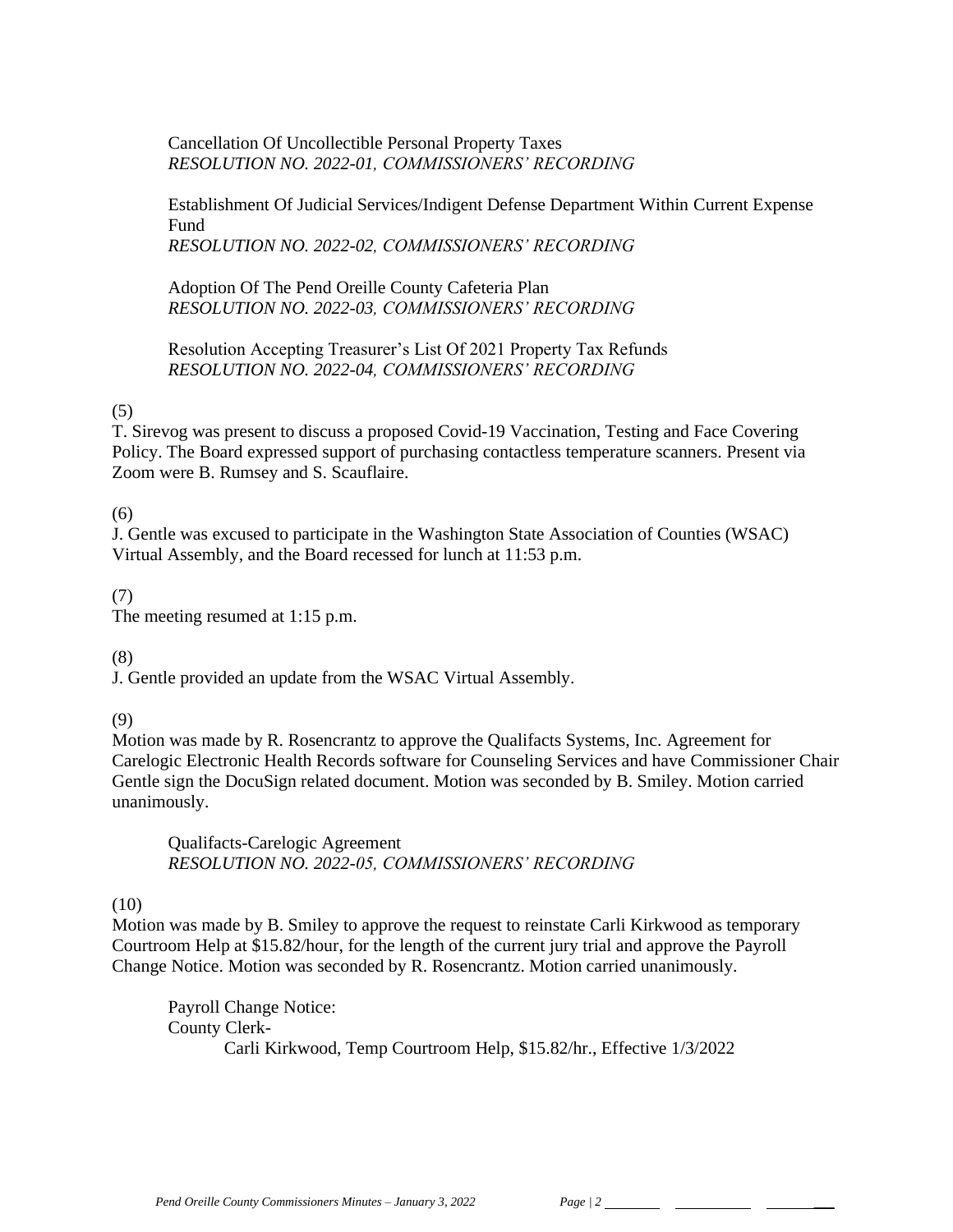Cancellation Of Uncollectible Personal Property Taxes
*RESOLUTION NO. 2022-01, COMMISSIONERS' RECORDING*

Establishment Of Judicial Services/Indigent Defense Department Within Current Expense Fund
*RESOLUTION NO. 2022-02, COMMISSIONERS' RECORDING*

Adoption Of The Pend Oreille County Cafeteria Plan
*RESOLUTION NO. 2022-03, COMMISSIONERS' RECORDING*

Resolution Accepting Treasurer's List Of 2021 Property Tax Refunds
*RESOLUTION NO. 2022-04, COMMISSIONERS' RECORDING*

(5)
T. Sirevog was present to discuss a proposed Covid-19 Vaccination, Testing and Face Covering Policy. The Board expressed support of purchasing contactless temperature scanners. Present via Zoom were B. Rumsey and S. Scauflaire.

(6)
J. Gentle was excused to participate in the Washington State Association of Counties (WSAC) Virtual Assembly, and the Board recessed for lunch at 11:53 p.m.

(7)
The meeting resumed at 1:15 p.m.

(8)
J. Gentle provided an update from the WSAC Virtual Assembly.

(9)
Motion was made by R. Rosencrantz to approve the Qualifacts Systems, Inc. Agreement for Carelogic Electronic Health Records software for Counseling Services and have Commissioner Chair Gentle sign the DocuSign related document. Motion was seconded by B. Smiley. Motion carried unanimously.

Qualifacts-Carelogic Agreement
*RESOLUTION NO. 2022-05, COMMISSIONERS' RECORDING*

(10)
Motion was made by B. Smiley to approve the request to reinstate Carli Kirkwood as temporary Courtroom Help at $15.82/hour, for the length of the current jury trial and approve the Payroll Change Notice. Motion was seconded by R. Rosencrantz. Motion carried unanimously.

Payroll Change Notice:
County Clerk-
Carli Kirkwood, Temp Courtroom Help, $15.82/hr., Effective 1/3/2022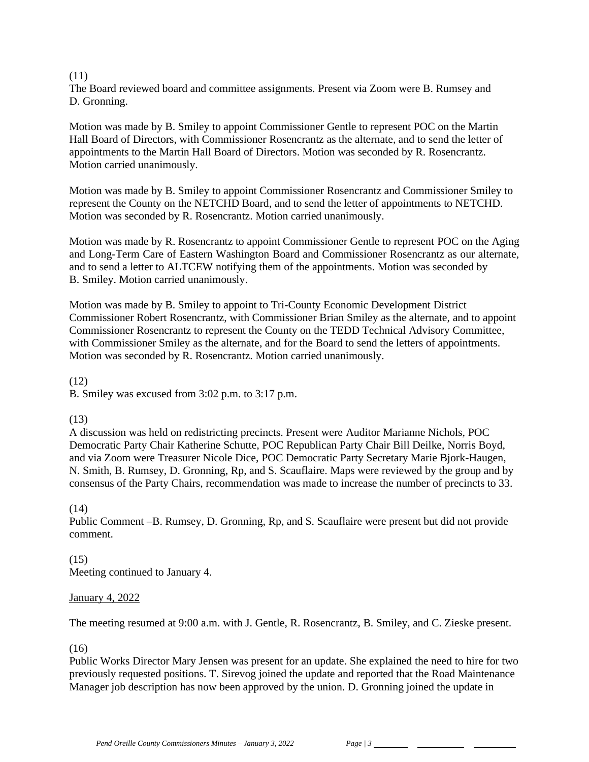(11)
The Board reviewed board and committee assignments. Present via Zoom were B. Rumsey and D. Gronning.

Motion was made by B. Smiley to appoint Commissioner Gentle to represent POC on the Martin Hall Board of Directors, with Commissioner Rosencrantz as the alternate, and to send the letter of appointments to the Martin Hall Board of Directors. Motion was seconded by R. Rosencrantz. Motion carried unanimously.

Motion was made by B. Smiley to appoint Commissioner Rosencrantz and Commissioner Smiley to represent the County on the NETCHD Board, and to send the letter of appointments to NETCHD. Motion was seconded by R. Rosencrantz. Motion carried unanimously.

Motion was made by R. Rosencrantz to appoint Commissioner Gentle to represent POC on the Aging and Long-Term Care of Eastern Washington Board and Commissioner Rosencrantz as our alternate, and to send a letter to ALTCEW notifying them of the appointments. Motion was seconded by B. Smiley. Motion carried unanimously.

Motion was made by B. Smiley to appoint to Tri-County Economic Development District Commissioner Robert Rosencrantz, with Commissioner Brian Smiley as the alternate, and to appoint Commissioner Rosencrantz to represent the County on the TEDD Technical Advisory Committee, with Commissioner Smiley as the alternate, and for the Board to send the letters of appointments. Motion was seconded by R. Rosencrantz. Motion carried unanimously.

(12)
B. Smiley was excused from 3:02 p.m. to 3:17 p.m.

(13)
A discussion was held on redistricting precincts. Present were Auditor Marianne Nichols, POC Democratic Party Chair Katherine Schutte, POC Republican Party Chair Bill Deilke, Norris Boyd, and via Zoom were Treasurer Nicole Dice, POC Democratic Party Secretary Marie Bjork-Haugen, N. Smith, B. Rumsey, D. Gronning, Rp, and S. Scauflaire. Maps were reviewed by the group and by consensus of the Party Chairs, recommendation was made to increase the number of precincts to 33.

(14)
Public Comment –B. Rumsey, D. Gronning, Rp, and S. Scauflaire were present but did not provide comment.

(15)
Meeting continued to January 4.

January 4, 2022

The meeting resumed at 9:00 a.m. with J. Gentle, R. Rosencrantz, B. Smiley, and C. Zieske present.

(16)
Public Works Director Mary Jensen was present for an update. She explained the need to hire for two previously requested positions. T. Sirevog joined the update and reported that the Road Maintenance Manager job description has now been approved by the union. D. Gronning joined the update in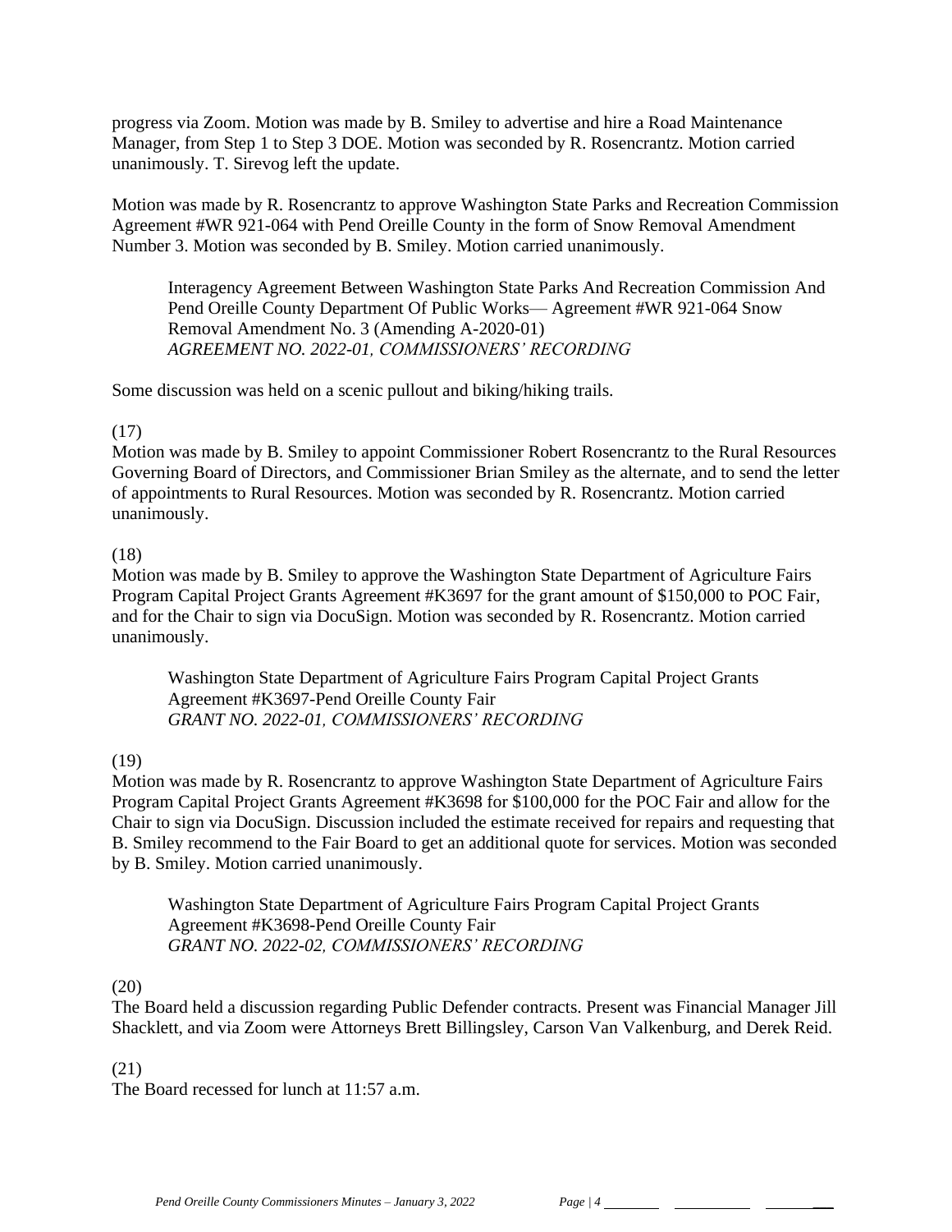progress via Zoom. Motion was made by B. Smiley to advertise and hire a Road Maintenance Manager, from Step 1 to Step 3 DOE. Motion was seconded by R. Rosencrantz. Motion carried unanimously. T. Sirevog left the update.

Motion was made by R. Rosencrantz to approve Washington State Parks and Recreation Commission Agreement #WR 921-064 with Pend Oreille County in the form of Snow Removal Amendment Number 3. Motion was seconded by B. Smiley. Motion carried unanimously.

> Interagency Agreement Between Washington State Parks And Recreation Commission And Pend Oreille County Department Of Public Works— Agreement #WR 921-064 Snow Removal Amendment No. 3 (Amending A-2020-01)
> *AGREEMENT NO. 2022-01, COMMISSIONERS' RECORDING*

Some discussion was held on a scenic pullout and biking/hiking trails.

(17)
Motion was made by B. Smiley to appoint Commissioner Robert Rosencrantz to the Rural Resources Governing Board of Directors, and Commissioner Brian Smiley as the alternate, and to send the letter of appointments to Rural Resources. Motion was seconded by R. Rosencrantz. Motion carried unanimously.

(18)
Motion was made by B. Smiley to approve the Washington State Department of Agriculture Fairs Program Capital Project Grants Agreement #K3697 for the grant amount of $150,000 to POC Fair, and for the Chair to sign via DocuSign. Motion was seconded by R. Rosencrantz. Motion carried unanimously.

> Washington State Department of Agriculture Fairs Program Capital Project Grants Agreement #K3697-Pend Oreille County Fair
> *GRANT NO. 2022-01, COMMISSIONERS' RECORDING*

(19)
Motion was made by R. Rosencrantz to approve Washington State Department of Agriculture Fairs Program Capital Project Grants Agreement #K3698 for $100,000 for the POC Fair and allow for the Chair to sign via DocuSign. Discussion included the estimate received for repairs and requesting that B. Smiley recommend to the Fair Board to get an additional quote for services. Motion was seconded by B. Smiley. Motion carried unanimously.

> Washington State Department of Agriculture Fairs Program Capital Project Grants Agreement #K3698-Pend Oreille County Fair
> *GRANT NO. 2022-02, COMMISSIONERS' RECORDING*

(20)
The Board held a discussion regarding Public Defender contracts. Present was Financial Manager Jill Shacklett, and via Zoom were Attorneys Brett Billingsley, Carson Van Valkenburg, and Derek Reid.

(21)
The Board recessed for lunch at 11:57 a.m.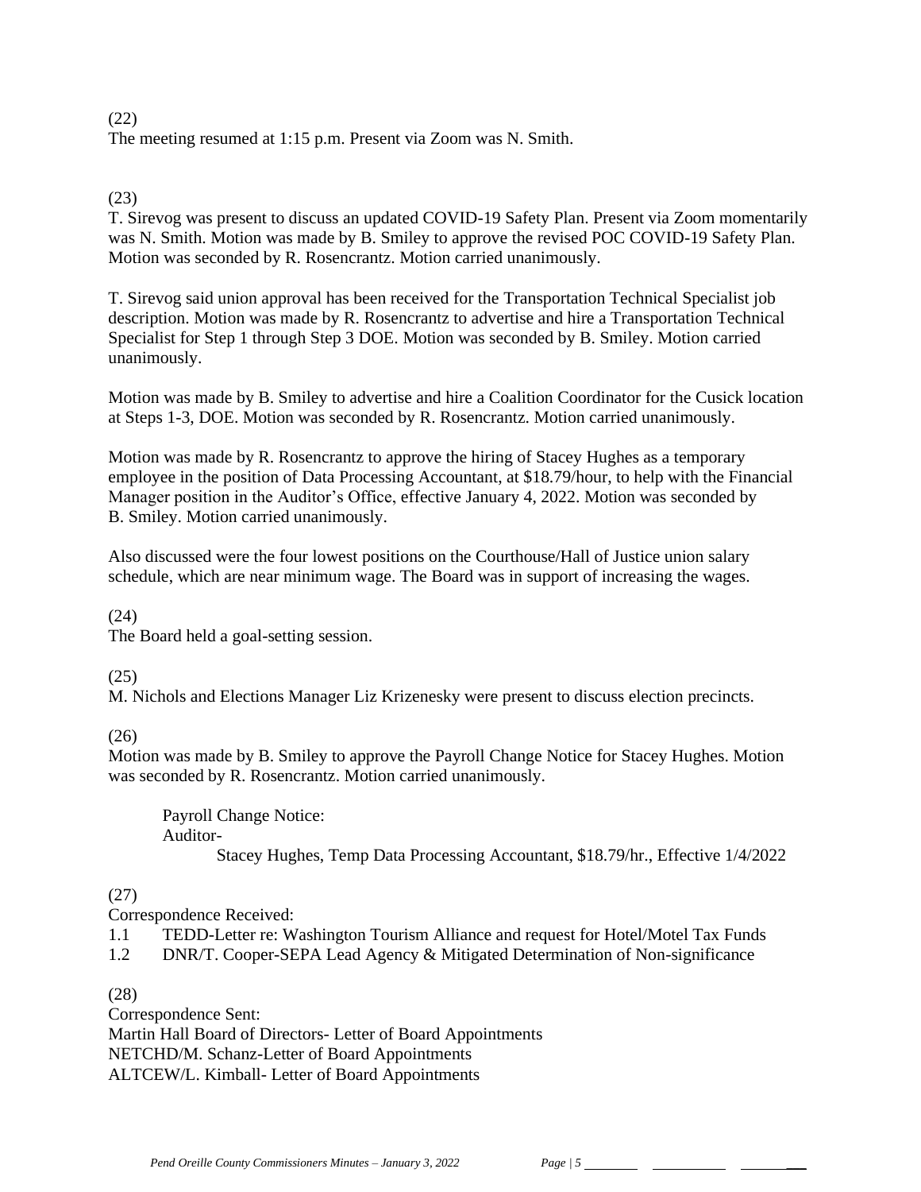(22)
The meeting resumed at 1:15 p.m. Present via Zoom was N. Smith.

(23)
T. Sirevog was present to discuss an updated COVID-19 Safety Plan. Present via Zoom momentarily was N. Smith. Motion was made by B. Smiley to approve the revised POC COVID-19 Safety Plan. Motion was seconded by R. Rosencrantz. Motion carried unanimously.

T. Sirevog said union approval has been received for the Transportation Technical Specialist job description. Motion was made by R. Rosencrantz to advertise and hire a Transportation Technical Specialist for Step 1 through Step 3 DOE. Motion was seconded by B. Smiley. Motion carried unanimously.

Motion was made by B. Smiley to advertise and hire a Coalition Coordinator for the Cusick location at Steps 1-3, DOE. Motion was seconded by R. Rosencrantz. Motion carried unanimously.

Motion was made by R. Rosencrantz to approve the hiring of Stacey Hughes as a temporary employee in the position of Data Processing Accountant, at $18.79/hour, to help with the Financial Manager position in the Auditor's Office, effective January 4, 2022. Motion was seconded by B. Smiley. Motion carried unanimously.

Also discussed were the four lowest positions on the Courthouse/Hall of Justice union salary schedule, which are near minimum wage. The Board was in support of increasing the wages.

(24)
The Board held a goal-setting session.

(25)
M. Nichols and Elections Manager Liz Krizenesky were present to discuss election precincts.

(26)
Motion was made by B. Smiley to approve the Payroll Change Notice for Stacey Hughes. Motion was seconded by R. Rosencrantz. Motion carried unanimously.

Payroll Change Notice:
Auditor-
Stacey Hughes, Temp Data Processing Accountant, $18.79/hr., Effective 1/4/2022

(27)
Correspondence Received:

1.1 TEDD-Letter re: Washington Tourism Alliance and request for Hotel/Motel Tax Funds
1.2 DNR/T. Cooper-SEPA Lead Agency & Mitigated Determination of Non-significance

(28)
Correspondence Sent:
Martin Hall Board of Directors- Letter of Board Appointments
NETCHD/M. Schanz-Letter of Board Appointments
ALTCEW/L. Kimball- Letter of Board Appointments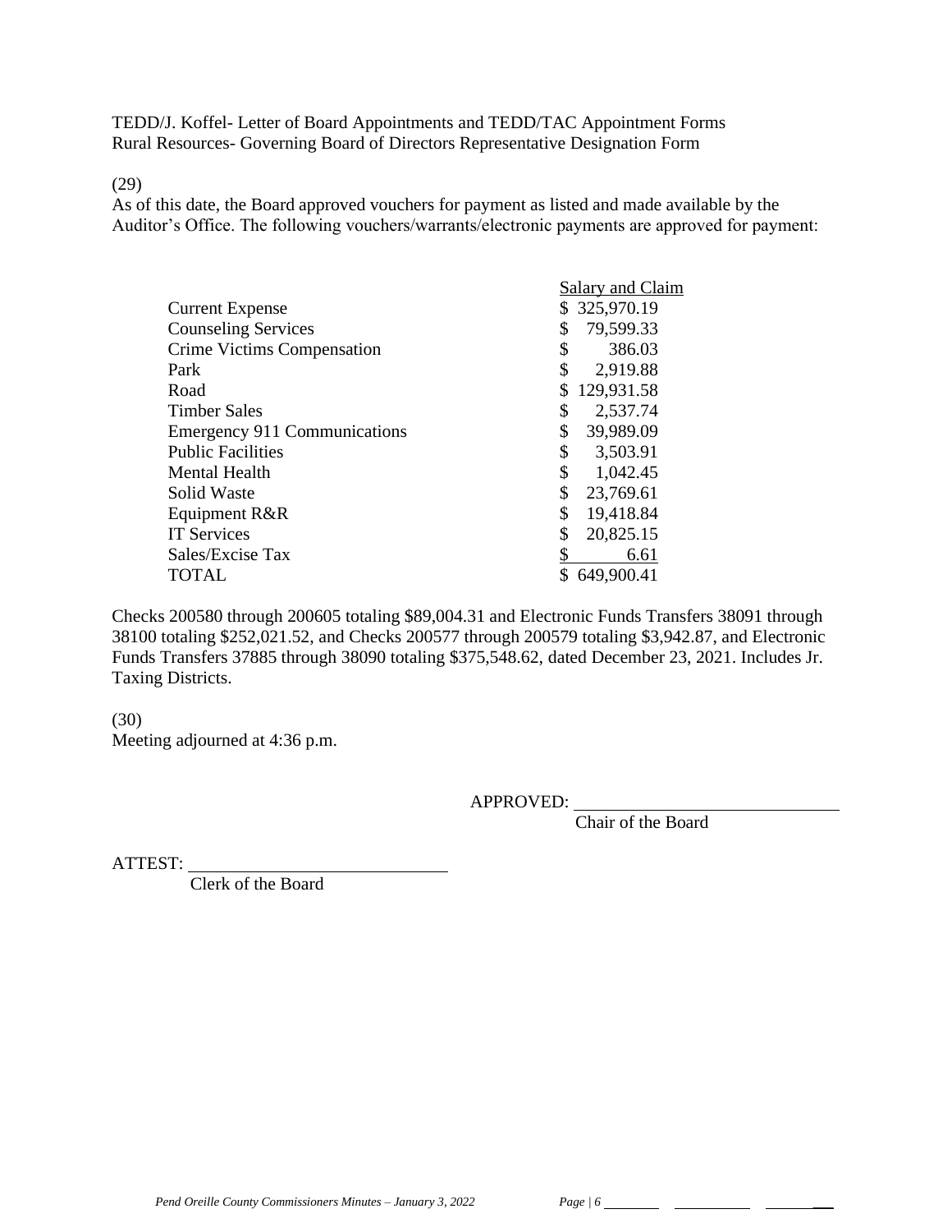TEDD/J. Koffel- Letter of Board Appointments and TEDD/TAC Appointment Forms
Rural Resources- Governing Board of Directors Representative Designation Form

(29)
As of this date, the Board approved vouchers for payment as listed and made available by the Auditor's Office. The following vouchers/warrants/electronic payments are approved for payment:

| | Salary and Claim |
|---|---|
| Current Expense | $ 325,970.19 |
| Counseling Services | $ 79,599.33 |
| Crime Victims Compensation | $ 386.03 |
| Park | $ 2,919.88 |
| Road | $ 129,931.58 |
| Timber Sales | $ 2,537.74 |
| Emergency 911 Communications | $ 39,989.09 |
| Public Facilities | $ 3,503.91 |
| Mental Health | $ 1,042.45 |
| Solid Waste | $ 23,769.61 |
| Equipment R&R | $ 19,418.84 |
| IT Services | $ 20,825.15 |
| Sales/Excise Tax | $ 6.61 |
| TOTAL | $ 649,900.41 |

Checks 200580 through 200605 totaling $89,004.31 and Electronic Funds Transfers 38091 through 38100 totaling $252,021.52, and Checks 200577 through 200579 totaling $3,942.87, and Electronic Funds Transfers 37885 through 38090 totaling $375,548.62, dated December 23, 2021. Includes Jr. Taxing Districts.

(30)
Meeting adjourned at 4:36 p.m.

APPROVED: ______________________________
Chair of the Board

ATTEST: ______________________________
Clerk of the Board